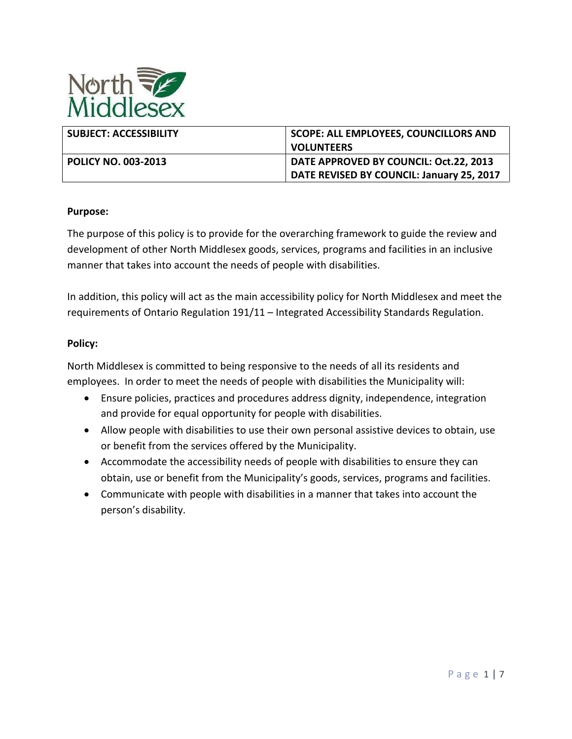| SUBJECT: ACCESSIBILITY | SCOPE: ALL EMPLOYEES, COUNCILLORS AND VOLUNTEERS |
| --- | --- |
| POLICY NO. 003-2013 | DATE APPROVED BY COUNCIL: Oct.22, 2013<br>DATE REVISED BY COUNCIL: January 25, 2017 |

**Purpose:**

The purpose of this policy is to provide for the overarching framework to guide the review and development of other North Middlesex goods, services, programs and facilities in an inclusive manner that takes into account the needs of people with disabilities.

In addition, this policy will act as the main accessibility policy for North Middlesex and meet the requirements of Ontario Regulation 191/11 – Integrated Accessibility Standards Regulation.

**Policy:**

North Middlesex is committed to being responsive to the needs of all its residents and employees. In order to meet the needs of people with disabilities the Municipality will:

- Ensure policies, practices and procedures address dignity, independence, integration and provide for equal opportunity for people with disabilities.
- Allow people with disabilities to use their own personal assistive devices to obtain, use or benefit from the services offered by the Municipality.
- Accommodate the accessibility needs of people with disabilities to ensure they can obtain, use or benefit from the Municipality's goods, services, programs and facilities.
- Communicate with people with disabilities in a manner that takes into account the person's disability.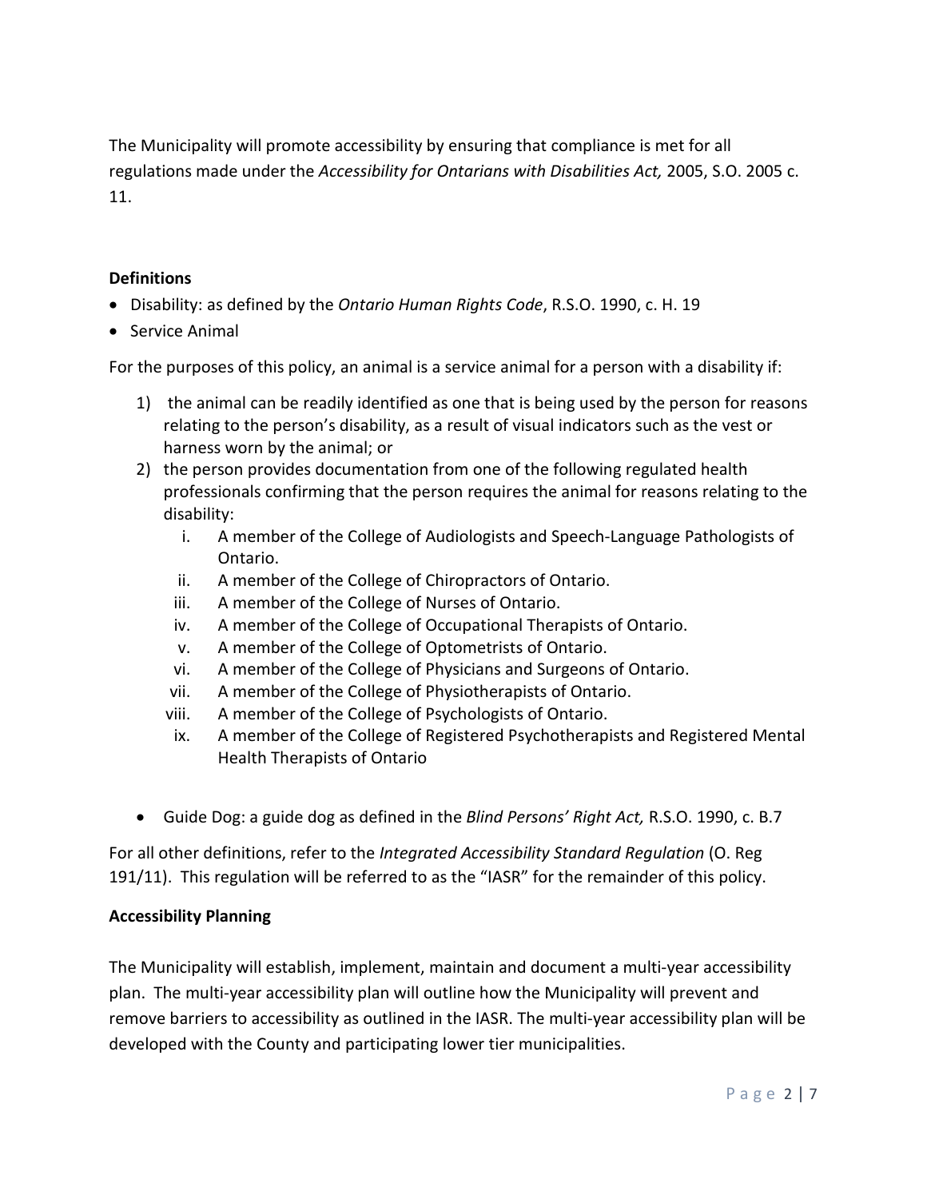The Municipality will promote accessibility by ensuring that compliance is met for all regulations made under the *Accessibility for Ontarians with Disabilities Act,* 2005, S.O. 2005 c. 11.

**Definitions**

- Disability: as defined by the *Ontario Human Rights Code*, R.S.O. 1990, c. H. 19
- Service Animal

For the purposes of this policy, an animal is a service animal for a person with a disability if:

1) the animal can be readily identified as one that is being used by the person for reasons relating to the person's disability, as a result of visual indicators such as the vest or harness worn by the animal; or
2) the person provides documentation from one of the following regulated health professionals confirming that the person requires the animal for reasons relating to the disability:
    i. A member of the College of Audiologists and Speech-Language Pathologists of Ontario.
    ii. A member of the College of Chiropractors of Ontario.
    iii. A member of the College of Nurses of Ontario.
    iv. A member of the College of Occupational Therapists of Ontario.
    v. A member of the College of Optometrists of Ontario.
    vi. A member of the College of Physicians and Surgeons of Ontario.
    vii. A member of the College of Physiotherapists of Ontario.
    viii. A member of the College of Psychologists of Ontario.
    ix. A member of the College of Registered Psychotherapists and Registered Mental Health Therapists of Ontario

- Guide Dog: a guide dog as defined in the *Blind Persons' Right Act,* R.S.O. 1990, c. B.7

For all other definitions, refer to the *Integrated Accessibility Standard Regulation* (O. Reg 191/11). This regulation will be referred to as the "IASR" for the remainder of this policy.

**Accessibility Planning**

The Municipality will establish, implement, maintain and document a multi-year accessibility plan. The multi-year accessibility plan will outline how the Municipality will prevent and remove barriers to accessibility as outlined in the IASR. The multi-year accessibility plan will be developed with the County and participating lower tier municipalities.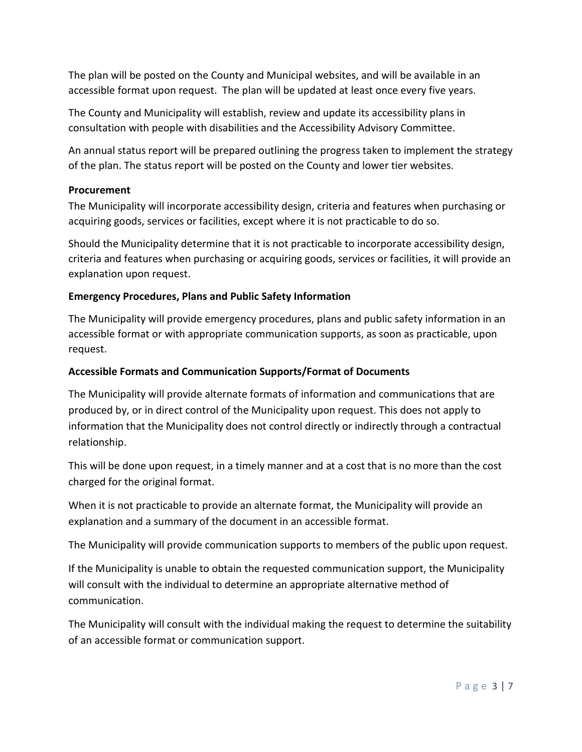The plan will be posted on the County and Municipal websites, and will be available in an accessible format upon request. The plan will be updated at least once every five years.

The County and Municipality will establish, review and update its accessibility plans in consultation with people with disabilities and the Accessibility Advisory Committee.

An annual status report will be prepared outlining the progress taken to implement the strategy of the plan. The status report will be posted on the County and lower tier websites.

**Procurement**

The Municipality will incorporate accessibility design, criteria and features when purchasing or acquiring goods, services or facilities, except where it is not practicable to do so.

Should the Municipality determine that it is not practicable to incorporate accessibility design, criteria and features when purchasing or acquiring goods, services or facilities, it will provide an explanation upon request.

**Emergency Procedures, Plans and Public Safety Information**

The Municipality will provide emergency procedures, plans and public safety information in an accessible format or with appropriate communication supports, as soon as practicable, upon request.

**Accessible Formats and Communication Supports/Format of Documents**

The Municipality will provide alternate formats of information and communications that are produced by, or in direct control of the Municipality upon request. This does not apply to information that the Municipality does not control directly or indirectly through a contractual relationship.

This will be done upon request, in a timely manner and at a cost that is no more than the cost charged for the original format.

When it is not practicable to provide an alternate format, the Municipality will provide an explanation and a summary of the document in an accessible format.

The Municipality will provide communication supports to members of the public upon request.

If the Municipality is unable to obtain the requested communication support, the Municipality will consult with the individual to determine an appropriate alternative method of communication.

The Municipality will consult with the individual making the request to determine the suitability of an accessible format or communication support.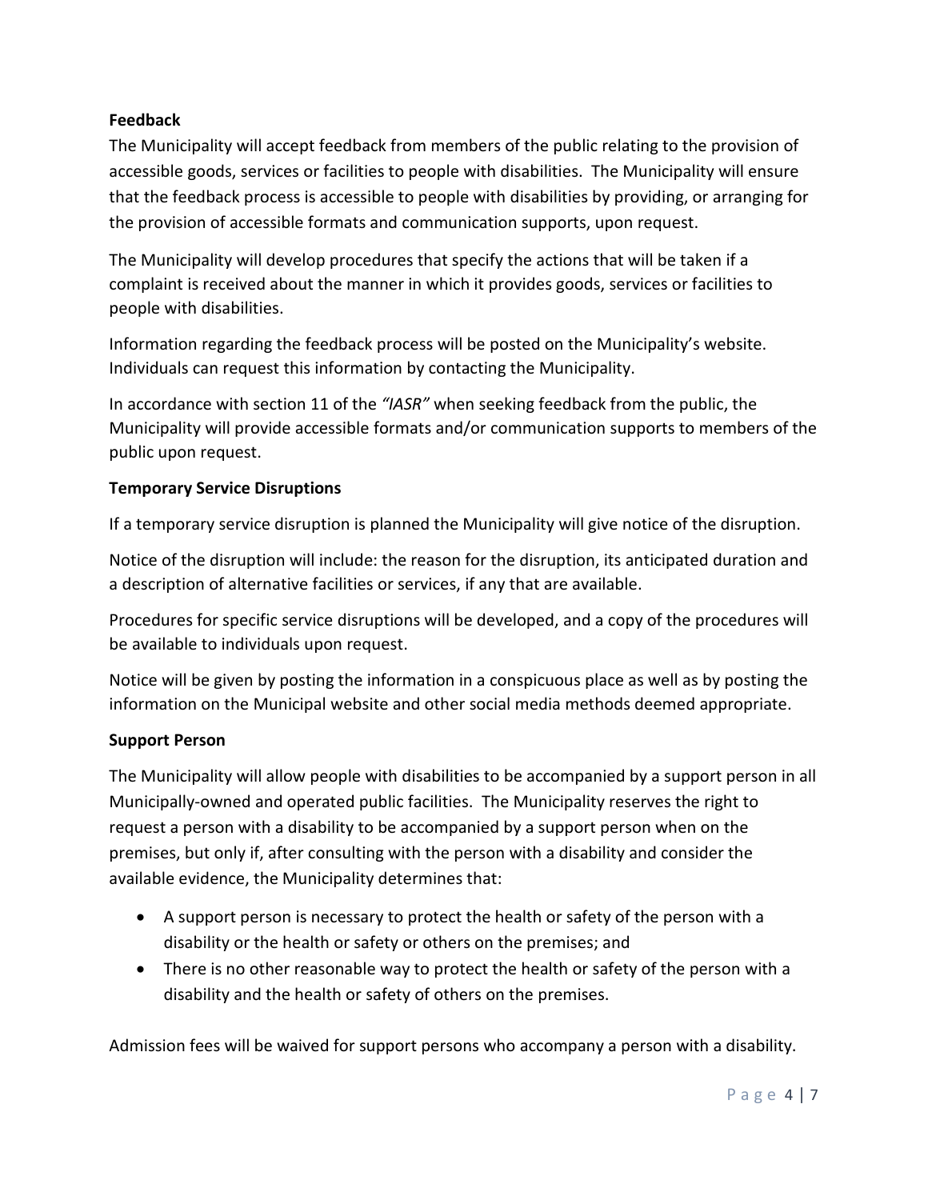**Feedback**

The Municipality will accept feedback from members of the public relating to the provision of accessible goods, services or facilities to people with disabilities. The Municipality will ensure that the feedback process is accessible to people with disabilities by providing, or arranging for the provision of accessible formats and communication supports, upon request.

The Municipality will develop procedures that specify the actions that will be taken if a complaint is received about the manner in which it provides goods, services or facilities to people with disabilities.

Information regarding the feedback process will be posted on the Municipality's website. Individuals can request this information by contacting the Municipality.

In accordance with section 11 of the *"IASR"* when seeking feedback from the public, the Municipality will provide accessible formats and/or communication supports to members of the public upon request.

**Temporary Service Disruptions**

If a temporary service disruption is planned the Municipality will give notice of the disruption.

Notice of the disruption will include: the reason for the disruption, its anticipated duration and a description of alternative facilities or services, if any that are available.

Procedures for specific service disruptions will be developed, and a copy of the procedures will be available to individuals upon request.

Notice will be given by posting the information in a conspicuous place as well as by posting the information on the Municipal website and other social media methods deemed appropriate.

**Support Person**

The Municipality will allow people with disabilities to be accompanied by a support person in all Municipally-owned and operated public facilities. The Municipality reserves the right to request a person with a disability to be accompanied by a support person when on the premises, but only if, after consulting with the person with a disability and consider the available evidence, the Municipality determines that:

- A support person is necessary to protect the health or safety of the person with a disability or the health or safety or others on the premises; and
- There is no other reasonable way to protect the health or safety of the person with a disability and the health or safety of others on the premises.

Admission fees will be waived for support persons who accompany a person with a disability.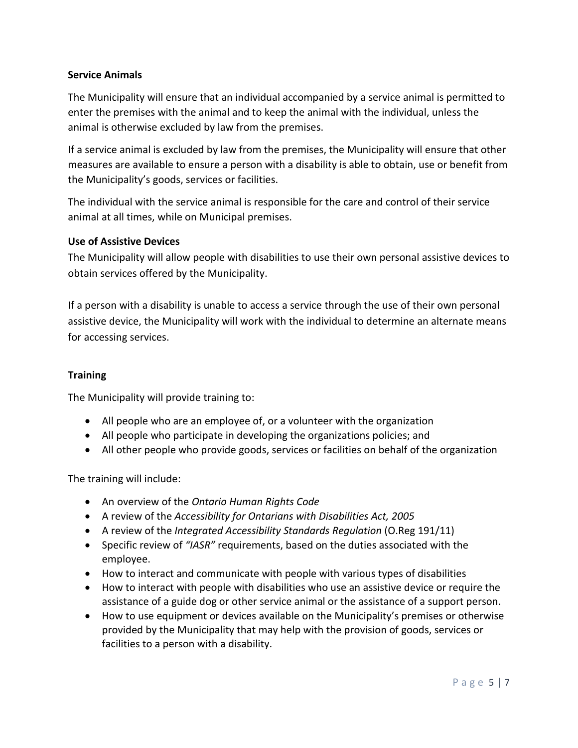**Service Animals**

The Municipality will ensure that an individual accompanied by a service animal is permitted to enter the premises with the animal and to keep the animal with the individual, unless the animal is otherwise excluded by law from the premises.

If a service animal is excluded by law from the premises, the Municipality will ensure that other measures are available to ensure a person with a disability is able to obtain, use or benefit from the Municipality's goods, services or facilities.

The individual with the service animal is responsible for the care and control of their service animal at all times, while on Municipal premises.

**Use of Assistive Devices**

The Municipality will allow people with disabilities to use their own personal assistive devices to obtain services offered by the Municipality.

If a person with a disability is unable to access a service through the use of their own personal assistive device, the Municipality will work with the individual to determine an alternate means for accessing services.

**Training**

The Municipality will provide training to:

- All people who are an employee of, or a volunteer with the organization
- All people who participate in developing the organizations policies; and
- All other people who provide goods, services or facilities on behalf of the organization

The training will include:

- An overview of the *Ontario Human Rights Code*
- A review of the *Accessibility for Ontarians with Disabilities Act, 2005*
- A review of the *Integrated Accessibility Standards Regulation* (O.Reg 191/11)
- Specific review of *"IASR"* requirements, based on the duties associated with the employee.
- How to interact and communicate with people with various types of disabilities
- How to interact with people with disabilities who use an assistive device or require the assistance of a guide dog or other service animal or the assistance of a support person.
- How to use equipment or devices available on the Municipality's premises or otherwise provided by the Municipality that may help with the provision of goods, services or facilities to a person with a disability.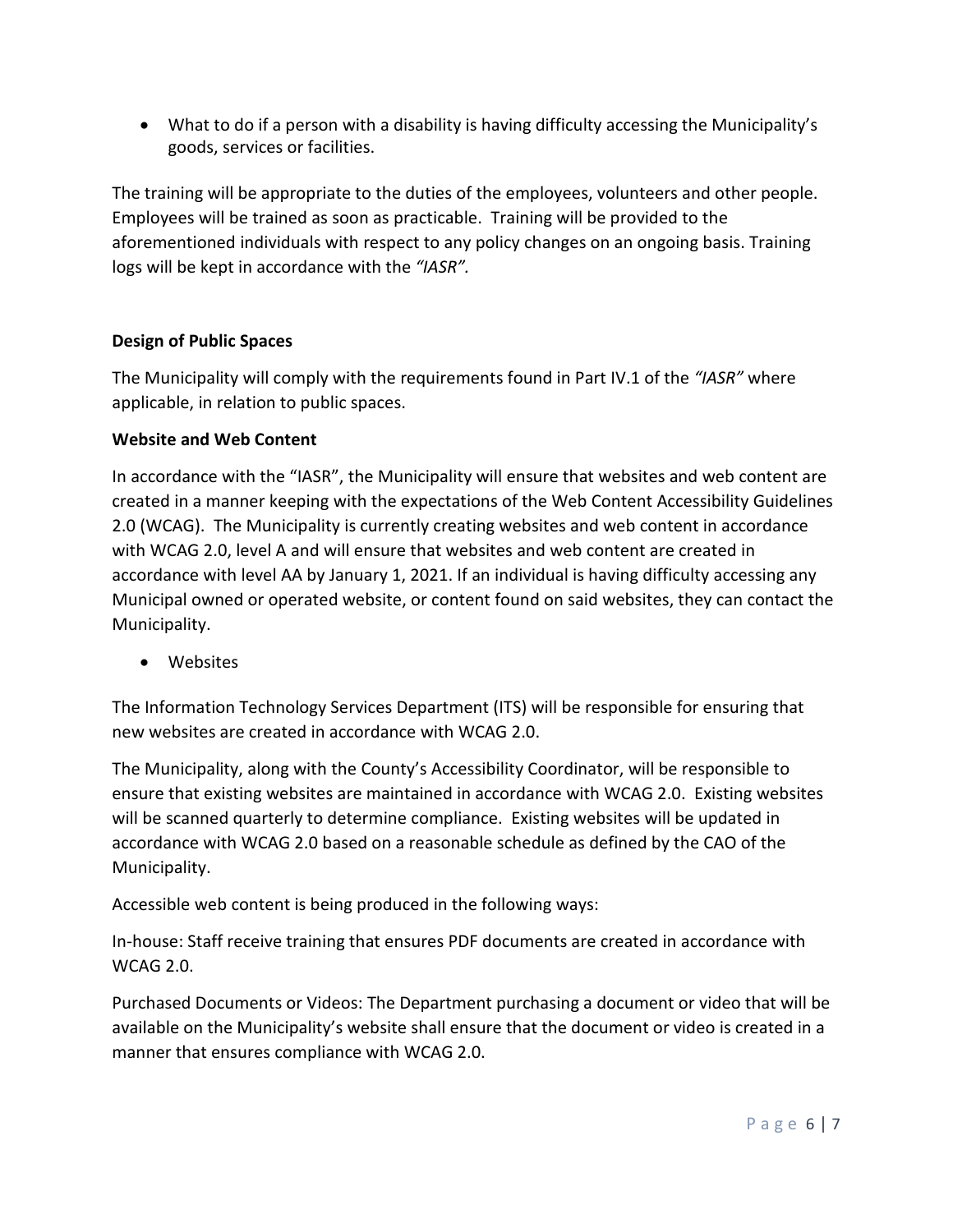- What to do if a person with a disability is having difficulty accessing the Municipality's goods, services or facilities.

The training will be appropriate to the duties of the employees, volunteers and other people. Employees will be trained as soon as practicable. Training will be provided to the aforementioned individuals with respect to any policy changes on an ongoing basis. Training logs will be kept in accordance with the *"IASR".*

**Design of Public Spaces**

The Municipality will comply with the requirements found in Part IV.1 of the *"IASR"* where applicable, in relation to public spaces.

**Website and Web Content**

In accordance with the "IASR", the Municipality will ensure that websites and web content are created in a manner keeping with the expectations of the Web Content Accessibility Guidelines 2.0 (WCAG). The Municipality is currently creating websites and web content in accordance with WCAG 2.0, level A and will ensure that websites and web content are created in accordance with level AA by January 1, 2021. If an individual is having difficulty accessing any Municipal owned or operated website, or content found on said websites, they can contact the Municipality.

- Websites

The Information Technology Services Department (ITS) will be responsible for ensuring that new websites are created in accordance with WCAG 2.0.

The Municipality, along with the County's Accessibility Coordinator, will be responsible to ensure that existing websites are maintained in accordance with WCAG 2.0. Existing websites will be scanned quarterly to determine compliance. Existing websites will be updated in accordance with WCAG 2.0 based on a reasonable schedule as defined by the CAO of the Municipality.

Accessible web content is being produced in the following ways:

In-house: Staff receive training that ensures PDF documents are created in accordance with WCAG 2.0.

Purchased Documents or Videos: The Department purchasing a document or video that will be available on the Municipality's website shall ensure that the document or video is created in a manner that ensures compliance with WCAG 2.0.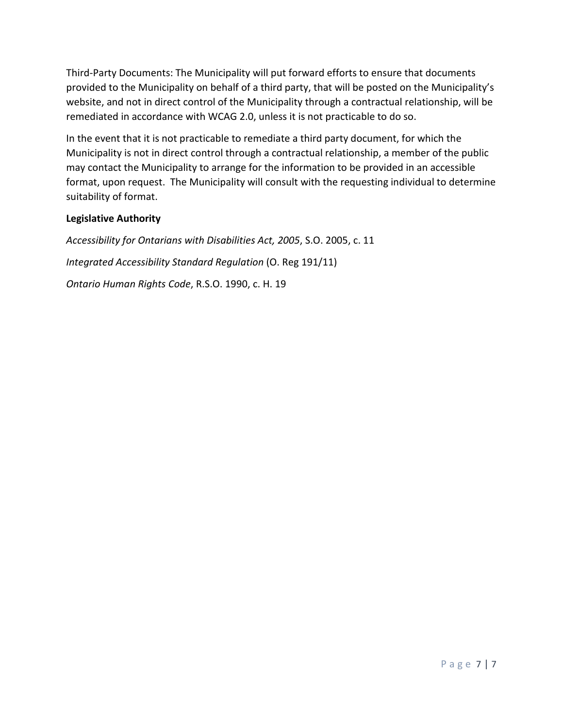Third-Party Documents: The Municipality will put forward efforts to ensure that documents provided to the Municipality on behalf of a third party, that will be posted on the Municipality's website, and not in direct control of the Municipality through a contractual relationship, will be remediated in accordance with WCAG 2.0, unless it is not practicable to do so.

In the event that it is not practicable to remediate a third party document, for which the Municipality is not in direct control through a contractual relationship, a member of the public may contact the Municipality to arrange for the information to be provided in an accessible format, upon request. The Municipality will consult with the requesting individual to determine suitability of format.

**Legislative Authority**

*Accessibility for Ontarians with Disabilities Act, 2005*, S.O. 2005, c. 11

*Integrated Accessibility Standard Regulation* (O. Reg 191/11)

*Ontario Human Rights Code*, R.S.O. 1990, c. H. 19